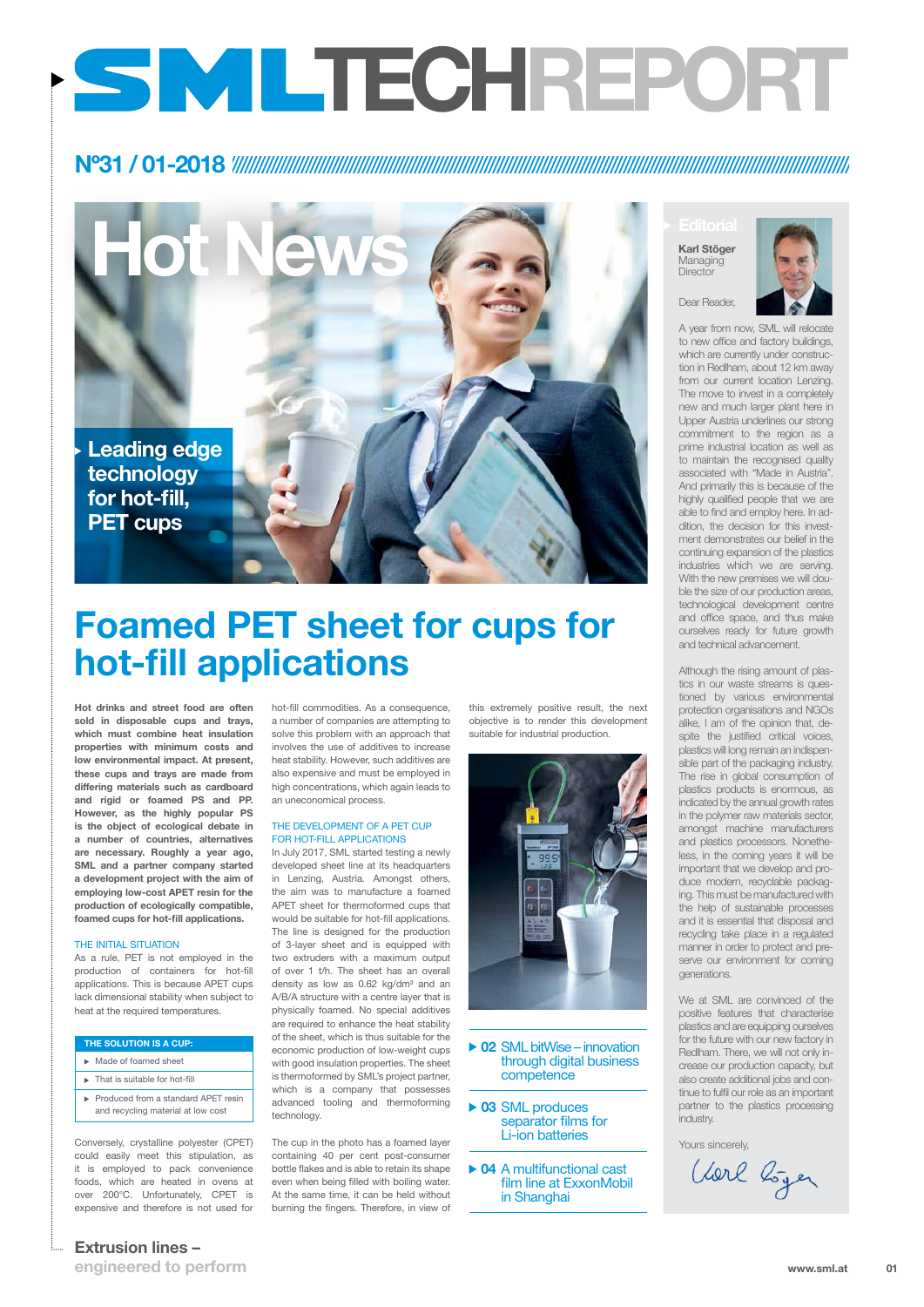# SMLTECHREPORT

## Nº31 / 01-2018

# Hot News

**Leading edge technology for hot-fill, PET cups**

# Foamed PET sheet for cups for hot-fill applications

**Hot drinks and street food are often sold in disposable cups and trays, which must combine heat insulation properties with minimum costs and low environmental impact. At present, these cups and trays are made from differing materials such as cardboard and rigid or foamed PS and PP. However, as the highly popular PS is the object of ecological debate in a number of countries, alternatives are necessary. Roughly a year ago, SML and a partner company started a development project with the aim of employing low-cost APET resin for the production of ecologically compatible, foamed cups for hot-fill applications.**

### THE INITIAL SITUATION

As a rule, PET is not employed in the production of containers for hot-fill applications. This is because APET cups lack dimensional stability when subject to heat at the required temperatures.

| THE SOLUTION IS A CUP: |
|---|
| ▶ Made of foamed sheet |
| ▶ That is suitable for hot-fill |
| ▶ Produced from a standard APET resin and recycling material at low cost |

Conversely, crystalline polyester (CPET) could easily meet this stipulation, as it is employed to pack convenience foods, which are heated in ovens at over 200°C. Unfortunately, CPET is expensive and therefore is not used for hot-fill commodities. As a consequence, a number of companies are attempting to solve this problem with an approach that involves the use of additives to increase heat stability. However, such additives are also expensive and must be employed in high concentrations, which again leads to an uneconomical process.

### THE DEVELOPMENT OF A PET CUP FOR HOT-FILL APPLICATIONS

In July 2017, SML started testing a newly developed sheet line at its headquarters in Lenzing, Austria. Amongst others, the aim was to manufacture a foamed APET sheet for thermoformed cups that would be suitable for hot-fill applications. The line is designed for the production of 3-layer sheet and is equipped with two extruders with a maximum output of over 1 t/h. The sheet has an overall density as low as 0.62 kg/dm³ and an A/B/A structure with a centre layer that is physically foamed. No special additives are required to enhance the heat stability of the sheet, which is thus suitable for the economic production of low-weight cups with good insulation properties. The sheet is thermoformed by SML's project partner, which is a company that possesses advanced tooling and thermoforming technology.

The cup in the photo has a foamed layer containing 40 per cent post-consumer bottle flakes and is able to retain its shape even when being filled with boiling water. At the same time, it can be held without burning the fingers. Therefore, in view of this extremely positive result, the next objective is to render this development suitable for industrial production.

▶ **02** SML bitWise – innovation through digital business competence

▶ **03** SML produces separator films for Li-ion batteries

▶ **04** A multifunctional cast film line at ExxonMobil in Shanghai

## Editorial

**Karl Stöger**
Managing Director

Dear Reader,

A year from now, SML will relocate to new office and factory buildings, which are currently under construction in Redlham, about 12 km away from our current location Lenzing. The move to invest in a completely new and much larger plant here in Upper Austria underlines our strong commitment to the region as a prime industrial location as well as to maintain the recognised quality associated with "Made in Austria". And primarily this is because of the highly qualified people that we are able to find and employ here. In addition, the decision for this investment demonstrates our belief in the continuing expansion of the plastics industries which we are serving. With the new premises we will double the size of our production areas, technological development centre and office space, and thus make ourselves ready for future growth and technical advancement.

Although the rising amount of plastics in our waste streams is questioned by various environmental protection organisations and NGOs alike, I am of the opinion that, despite the justified critical voices, plastics will long remain an indispensible part of the packaging industry. The rise in global consumption of plastics products is enormous, as indicated by the annual growth rates in the polymer raw materials sector, amongst machine manufacturers and plastics processors. Nonetheless, in the coming years it will be important that we develop and produce modern, recyclable packaging. This must be manufactured with the help of sustainable processes and it is essential that disposal and recycling take place in a regulated manner in order to protect and preserve our environment for coming generations.

We at SML are convinced of the positive features that characterise plastics and are equipping ourselves for the future with our new factory in Redlham. There, we will not only increase our production capacity, but also create additional jobs and continue to fulfil our role as an important partner to the plastics processing industry.

Yours sincerely,

Karl Stöger

**Extrusion lines – engineered to perform**

www.sml.at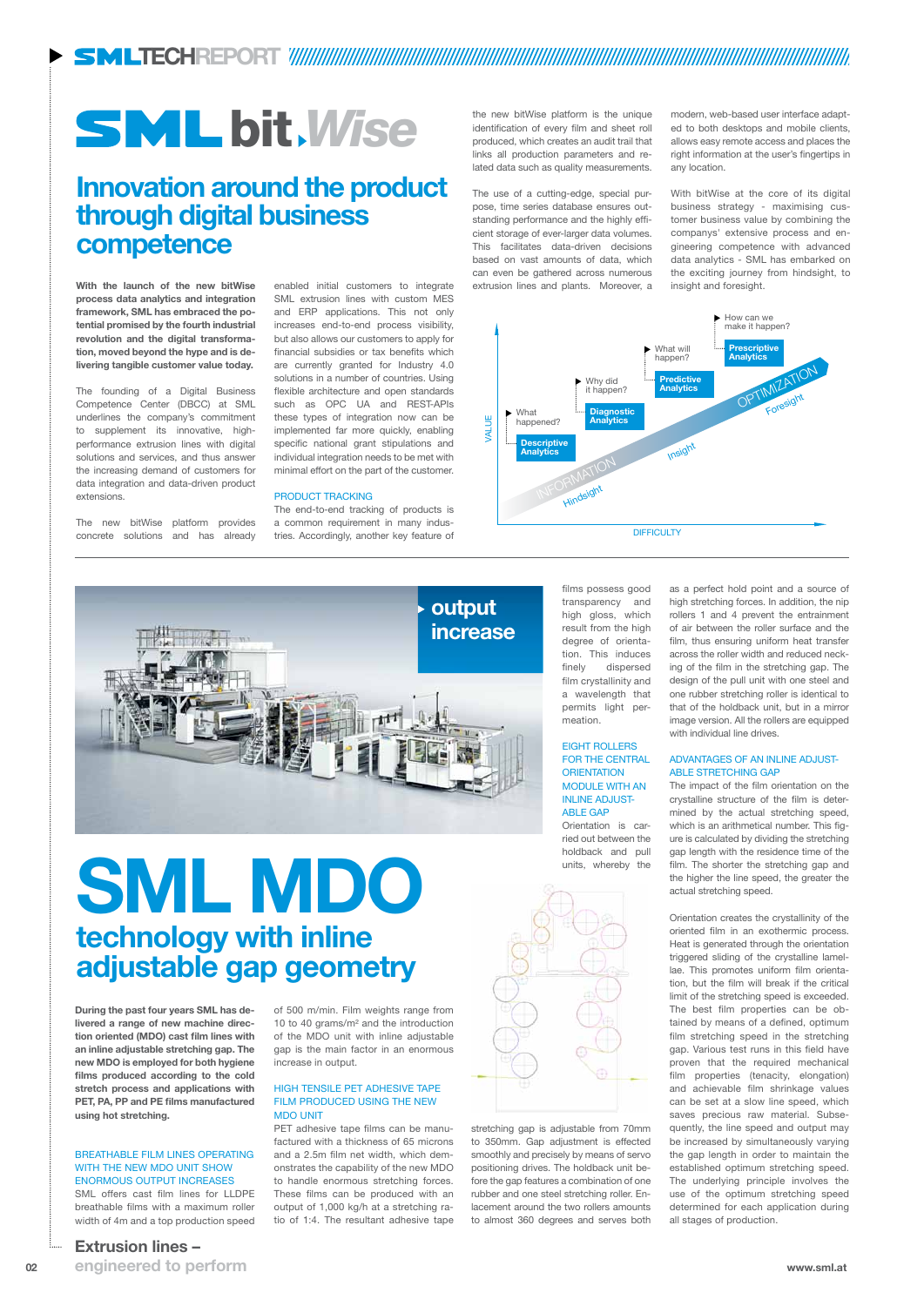# SML bit.Wise

## Innovation around the product through digital business competence

**With the launch of the new bitWise process data analytics and integration framework, SML has embraced the potential promised by the fourth industrial revolution and the digital transformation, moved beyond the hype and is delivering tangible customer value today.**

The founding of a Digital Business Competence Center (DBCC) at SML underlines the company's commitment to supplement its innovative, high-performance extrusion lines with digital solutions and services, and thus answer the increasing demand of customers for data integration and data-driven product extensions.

The new bitWise platform provides concrete solutions and has already enabled initial customers to integrate SML extrusion lines with custom MES and ERP applications. This not only increases end-to-end process visibility, but also allows our customers to apply for financial subsidies or tax benefits which are currently granted for Industry 4.0 solutions in a number of countries. Using flexible architecture and open standards such as OPC UA and REST-APIs these types of integration now can be implemented far more quickly, enabling specific national grant stipulations and individual integration needs to be met with minimal effort on the part of the customer.

### PRODUCT TRACKING

The end-to-end tracking of products is a common requirement in many industries. Accordingly, another key feature of the new bitWise platform is the unique identification of every film and sheet roll produced, which creates an audit trail that links all production parameters and related data such as quality measurements.

The use of a cutting-edge, special purpose, time series database ensures outstanding performance and the highly efficient storage of ever-larger data volumes. This facilitates data-driven decisions based on vast amounts of data, which can even be gathered across numerous extrusion lines and plants. Moreover, a modern, web-based user interface adapted to both desktops and mobile clients, allows easy remote access and places the right information at the user's fingertips in any location.

With bitWise at the core of its digital business strategy - maximising customer business value by combining the companys' extensive process and engineering competence with advanced data analytics - SML has embarked on the exciting journey from hindsight, to insight and foresight.

---

# SML MDO

## technology with inline adjustable gap geometry

**During the past four years SML has delivered a range of new machine direction oriented (MDO) cast film lines with an inline adjustable stretching gap. The new MDO is employed for both hygiene films produced according to the cold stretch process and applications with PET, PA, PP and PE films manufactured using hot stretching.**

### BREATHABLE FILM LINES OPERATING WITH THE NEW MDO UNIT SHOW ENORMOUS OUTPUT INCREASES

SML offers cast film lines for LLDPE breathable films with a maximum roller width of 4m and a top production speed of 500 m/min. Film weights range from 10 to 40 grams/m² and the introduction of the MDO unit with inline adjustable gap is the main factor in an enormous increase in output.

### HIGH TENSILE PET ADHESIVE TAPE FILM PRODUCED USING THE NEW MDO UNIT

PET adhesive tape films can be manufactured with a thickness of 65 microns and a 2.5m film net width, which demonstrates the capability of the new MDO to handle enormous stretching forces. These films can be produced with an output of 1,000 kg/h at a stretching ratio of 1:4. The resultant adhesive tape films possess good transparency and high gloss, which result from the high degree of orientation. This induces finely dispersed film crystallinity and a wavelength that permits light permeation.

### EIGHT ROLLERS FOR THE CENTRAL ORIENTATION MODULE WITH AN INLINE ADJUSTABLE GAP

Orientation is carried out between the holdback and pull units, whereby the stretching gap is adjustable from 70mm to 350mm. Gap adjustment is effected smoothly and precisely by means of servo positioning drives. The holdback unit before the gap features a combination of one rubber and one steel stretching roller. Enlacement around the two rollers amounts to almost 360 degrees and serves both as a perfect hold point and a source of high stretching forces. In addition, the nip rollers 1 and 4 prevent the entrainment of air between the roller surface and the film, thus ensuring uniform heat transfer across the roller width and reduced necking of the film in the stretching gap. The design of the pull unit with one steel and one rubber stretching roller is identical to that of the holdback unit, but in a mirror image version. All the rollers are equipped with individual line drives.

### ADVANTAGES OF AN INLINE ADJUSTABLE STRETCHING GAP

The impact of the film orientation on the crystalline structure of the film is determined by the actual stretching speed, which is an arithmetical number. This figure is calculated by dividing the stretching gap length with the residence time of the film. The shorter the stretching gap and the higher the line speed, the greater the actual stretching speed.

Orientation creates the crystallinity of the oriented film in an exothermic process. Heat is generated through the orientation triggered sliding of the crystalline lamellae. This promotes uniform film orientation, but the film will break if the critical limit of the stretching speed is exceeded. The best film properties can be obtained by means of a defined, optimum film stretching speed in the stretching gap. Various test runs in this field have proven that the required mechanical film properties (tenacity, elongation) and achievable film shrinkage values can be set at a slow line speed, which saves precious raw material. Subsequently, the line speed and output may be increased by simultaneously varying the gap length in order to maintain the established optimum stretching speed. The underlying principle involves the use of the optimum stretching speed determined for each application during all stages of production.

**Extrusion lines –**
**engineered to perform**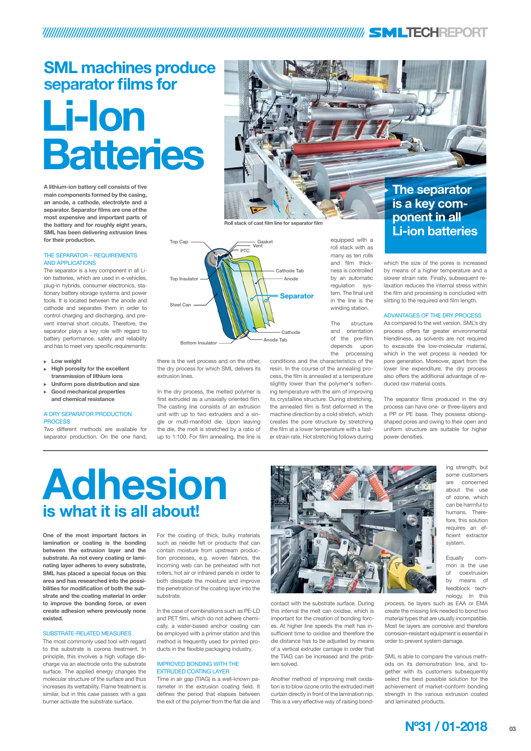# SML machines produce separator films for Li-Ion Batteries

**A lithium-ion battery cell consists of five main components formed by the casing, an anode, a cathode, electrolyte and a separator. Separator films are one of the most expensive and important parts of the battery and for roughly eight years, SML has been delivering extrusion lines for their production.**

Roll stack of cast film line for separator film

> The separator is a key component in all Li-ion batteries

### THE SEPARATOR – REQUIREMENTS AND APPLICATIONS

The separator is a key component in all Li-ion batteries, which are used in e-vehicles, plug-in hybrids, consumer electronics, stationary battery storage systems and power tools. It is located between the anode and cathode and separates them in order to control charging and discharging, and prevent internal short circuits. Therefore, the separator plays a key role with regard to battery performance, safety and reliability and has to meet very specific requirements:

- **Low weight**
- **High porosity for the excellent transmission of lithium ions**
- **Uniform pore distribution and size**
- **Good mechanical properties and chemical resistance**

Top Cap, Gasket, Vent, PTC, Top Insulator, Cathode Tab, Anode, Separator, Steel Can, Cathode, Anode Tab, Bottom Insulator

### A DRY SEPARATOR PRODUCTION PROCESS

Two different methods are available for separator production. On the one hand, there is the wet process and on the other, the dry process for which SML delivers its extrusion lines.

In the dry process, the melted polymer is first extruded as a uniaxially oriented film. The casting line consists of an extrusion unit with up to two extruders and a single or multi-manifold die. Upon leaving the die, the melt is stretched by a ratio of up to 1:100. For film annealing, the line is equipped with a roll stack with as many as ten rolls and film thickness is controlled by an automatic regulation system. The final unit in the line is the winding station.

The structure and orientation of the pre-film depends upon the processing conditions and the characteristics of the resin. In the course of the annealing process, the film is annealed at a temperature slightly lower than the polymer's softening temperature with the aim of improving its crystalline structure. During stretching, the annealed film is first deformed in the machine direction by a cold stretch, which creates the pore structure by stretching the film at a lower temperature with a faster strain rate. Hot stretching follows during which the size of the pores is increased by means of a higher temperature and a slower strain rate. Finally, subsequent relaxation reduces the internal stress within the film and processing is concluded with slitting to the required end film length.

### ADVANTAGES OF THE DRY PROCESS

As compared to the wet version, SML's dry process offers far greater environmental friendliness, as solvents are not required to excavate the low-molecular material, which in the wet process is needed for pore generation. Moreover, apart from the lower line expenditure, the dry process also offers the additional advantage of reduced raw material costs.

The separator films produced in the dry process can have one- or three-layers and a PP or PE base. They possess oblong-shaped pores and owing to their open and uniform structure are suitable for higher power densities.

---

# Adhesion is what it is all about!

**One of the most important factors in lamination or coating is the bonding between the extrusion layer and the substrate. As not every coating or laminating layer adheres to every substrate, SML has placed a special focus on this area and has researched into the possibilities for modification of both the substrate and the coating material in order to improve the bonding force, or even create adhesion where previously none existed.**

### SUBSTRATE-RELATED MEASURES

The most commonly used tool with regard to the substrate is corona treatment. In principle, this involves a high voltage discharge via an electrode onto the substrate surface. The applied energy changes the molecular structure of the surface and thus increases its wettability. Flame treatment is similar, but in this case passes with a gas burner activate the substrate surface.

For the coating of thick, bulky materials such as needle felt or products that can contain moisture from upstream production processes, e.g. woven fabrics, the incoming web can be preheated with hot rollers, hot air or infrared panels in order to both dissipate the moisture and improve the penetration of the coating layer into the substrate.

In the case of combinations such as PE-LD and PET film, which do not adhere chemically, a water-based anchor coating can be employed with a primer station and this method is frequently used for printed products in the flexible packaging industry.

### IMPROVED BONDING WITH THE EXTRUDED COATING LAYER

Time in air gap (TIAG) is a well-known parameter in the extrusion coating field. It defines the period that elapses between the exit of the polymer from the flat die and contact with the substrate surface. During this interval the melt can oxidise, which is important for the creation of bonding forces. At higher line speeds the melt has insufficient time to oxidise and therefore the die distance has to be adjusted by means of a vertical extruder carriage in order that the TIAG can be increased and the problem solved.

Another method of improving melt oxidation is to blow ozone onto the extruded melt curtain directly in front of the lamination nip. This is a very effective way of raising bonding strength, but some customers are concerned about the use of ozone, which can be harmful to humans. Therefore, this solution requires an efficient extractor system.

Equally common is the use of coextrusion by means of feedblock technology. In this process, tie layers such as EAA or EMA create the missing link needed to bond two material types that are usually incompatible. Most tie layers are corrosive and therefore corrosion-resistant equipment is essential in order to prevent system damage.

SML is able to compare the various methods on its demonstration line, and together with its customers subsequently select the best possible solution for the achievement of market-conform bonding strength in the various extrusion coated and laminated products.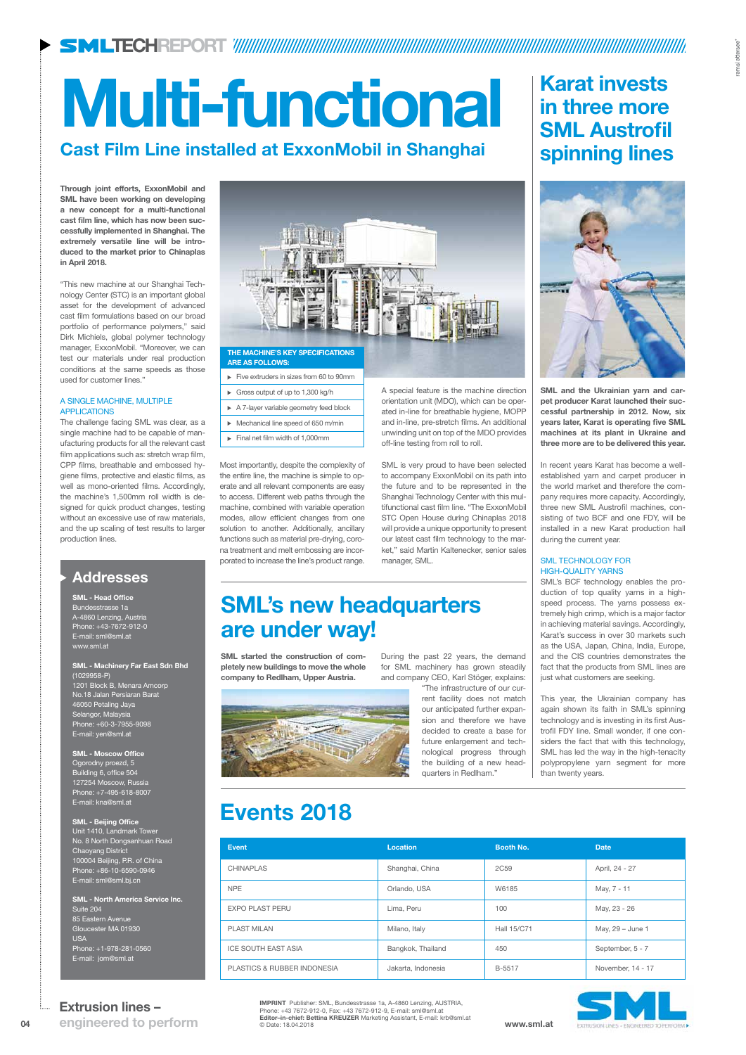# Multi-functional

## Cast Film Line installed at ExxonMobil in Shanghai

**Through joint efforts, ExxonMobil and SML have been working on developing a new concept for a multi-functional cast film line, which has now been successfully implemented in Shanghai. The extremely versatile line will be introduced to the market prior to Chinaplas in April 2018.**

"This new machine at our Shanghai Technology Center (STC) is an important global asset for the development of advanced cast film formulations based on our broad portfolio of performance polymers," said Dirk Michiels, global polymer technology manager, ExxonMobil. "Moreover, we can test our materials under real production conditions at the same speeds as those used for customer lines."

### A SINGLE MACHINE, MULTIPLE APPLICATIONS

The challenge facing SML was clear, as a single machine had to be capable of manufacturing products for all the relevant cast film applications such as: stretch wrap film, CPP films, breathable and embossed hygiene films, protective and elastic films, as well as mono-oriented films. Accordingly, the machine's 1,500mm roll width is designed for quick product changes, testing without an excessive use of raw materials, and the up scaling of test results to larger production lines.

**THE MACHINE'S KEY SPECIFICATIONS ARE AS FOLLOWS:**

- Five extruders in sizes from 60 to 90mm
- Gross output of up to 1,300 kg/h
- A 7-layer variable geometry feed block
- Mechanical line speed of 650 m/min
- Final net film width of 1,000mm

Most importantly, despite the complexity of the entire line, the machine is simple to operate and all relevant components are easy to access. Different web paths through the machine, combined with variable operation modes, allow efficient changes from one solution to another. Additionally, ancillary functions such as material pre-drying, corona treatment and melt embossing are incorporated to increase the line's product range.

A special feature is the machine direction orientation unit (MDO), which can be operated in-line for breathable hygiene, MOPP and in-line, pre-stretch films. An additional unwinding unit on top of the MDO provides off-line testing from roll to roll.

SML is very proud to have been selected to accompany ExxonMobil on its path into the future and to be represented in the Shanghai Technology Center with this multifunctional cast film line. "The ExxonMobil STC Open House during Chinaplas 2018 will provide a unique opportunity to present our latest cast film technology to the market," said Martin Kaltenecker, senior sales manager, SML.

# Karat invests in three more SML Austrofil spinning lines

**SML and the Ukrainian yarn and carpet producer Karat launched their successful partnership in 2012. Now, six years later, Karat is operating five SML machines at its plant in Ukraine and three more are to be delivered this year.**

In recent years Karat has become a well-established yarn and carpet producer in the world market and therefore the company requires more capacity. Accordingly, three new SML Austrofil machines, consisting of two BCF and one FDY, will be installed in a new Karat production hall during the current year.

### SML TECHNOLOGY FOR HIGH-QUALITY YARNS

SML's BCF technology enables the production of top quality yarns in a high-speed process. The yarns possess extremely high crimp, which is a major factor in achieving material savings. Accordingly, Karat's success in over 30 markets such as the USA, Japan, China, India, Europe, and the CIS countries demonstrates the fact that the products from SML lines are just what customers are seeking.

This year, the Ukrainian company has again shown its faith in SML's spinning technology and is investing in its first Austrofil FDY line. Small wonder, if one considers the fact that with this technology, SML has led the way in the high-tenacity polypropylene yarn segment for more than twenty years.

# SML's new headquarters are under way!

**SML started the construction of completely new buildings to move the whole company to Redlham, Upper Austria.**

During the past 22 years, the demand for SML machinery has grown steadily and company CEO, Karl Stöger, explains: "The infrastructure of our current facility does not match our anticipated further expansion and therefore we have decided to create a base for future enlargement and technological progress through the building of a new headquarters in Redlham."

## Addresses

**SML - Head Office**
Bundesstrasse 1a
A-4860 Lenzing, Austria
Phone: +43-7672-912-0
E-mail: sml@sml.at
www.sml.at

**SML - Machinery Far East Sdn Bhd**
(1029958-P)
1201 Block B, Menara Amcorp
No.18 Jalan Persiaran Barat
46050 Petaling Jaya
Selangor, Malaysia
Phone: +60-3-7955-9098
E-mail: yen@sml.at

**SML - Moscow Office**
Ogorodny proezd, 5
Building 6, office 504
127254 Moscow, Russia
Phone: +7-495-618-8007
E-mail: kna@sml.at

**SML - Beijing Office**
Unit 1410, Landmark Tower
No. 8 North Dongsanhuan Road
Chaoyang District
100004 Beijing, P.R. of China
Phone: +86-10-6590-0946
E-mail: sml@sml.bj.cn

**SML - North America Service Inc.**
Suite 204
85 Eastern Avenue
Gloucester MA 01930
USA
Phone: +1-978-281-0560
E-mail: jom@sml.at

# Events 2018

| Event | Location | Booth No. | Date |
|---|---|---|---|
| CHINAPLAS | Shanghai, China | 2C59 | April, 24 - 27 |
| NPE | Orlando, USA | W6185 | May, 7 - 11 |
| EXPO PLAST PERU | Lima, Peru | 100 | May, 23 - 26 |
| PLAST MILAN | Milano, Italy | Hall 15/C71 | May, 29 – June 1 |
| ICE SOUTH EAST ASIA | Bangkok, Thailand | 450 | September, 5 - 7 |
| PLASTICS & RUBBER INDONESIA | Jakarta, Indonesia | B-5517 | November, 14 - 17 |

**Extrusion lines – engineered to perform**

**IMPRINT** Publisher: SML, Bundesstrasse 1a, A-4860 Lenzing, AUSTRIA, Phone: +43 7672-912-0, Fax: +43 7672-912-9, E-mail: sml@sml.at
**Editor-in-chief: Bettina KREUZER** Marketing Assistant, E-mail: krb@sml.at
© Date: 18.04.2018

www.sml.at